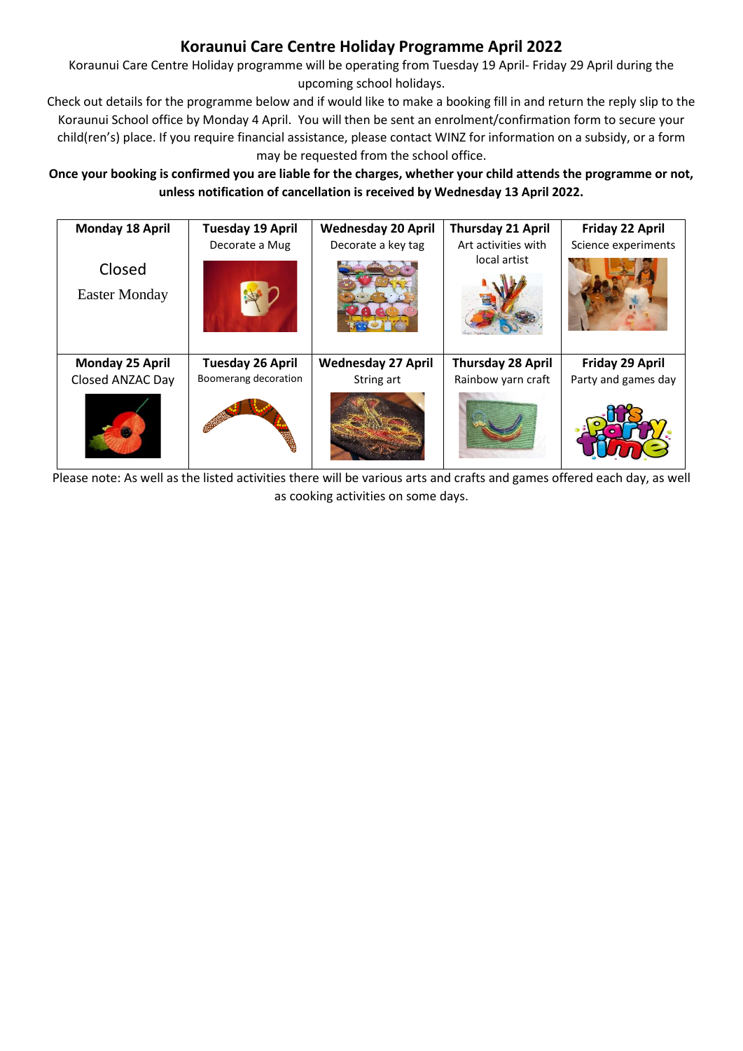# Koraunui Care Centre Holiday Programme April 2022

Koraunui Care Centre Holiday programme will be operating from Tuesday 19 April- Friday 29 April during the upcoming school holidays.

Check out details for the programme below and if would like to make a booking fill in and return the reply slip to the Koraunui School office by Monday 4 April. You will then be sent an enrolment/confirmation form to secure your child(ren's) place. If you require financial assistance, please contact WINZ for information on a subsidy, or a form may be requested from the school office.

**Once your booking is confirmed you are liable for the charges, whether your child attends the programme or not, unless notification of cancellation is received by Wednesday 13 April 2022.**

| **Monday 18 April** | **Tuesday 19 April** | **Wednesday 20 April** | **Thursday 21 April** | **Friday 22 April** |
|---|---|---|---|---|
| Closed<br>Easter Monday | Decorate a Mug | Decorate a key tag | Art activities with local artist | Science experiments |
| **Monday 25 April** | **Tuesday 26 April** | **Wednesday 27 April** | **Thursday 28 April** | **Friday 29 April** |
| Closed ANZAC Day | Boomerang decoration | String art | Rainbow yarn craft | Party and games day |

Please note: As well as the listed activities there will be various arts and crafts and games offered each day, as well as cooking activities on some days.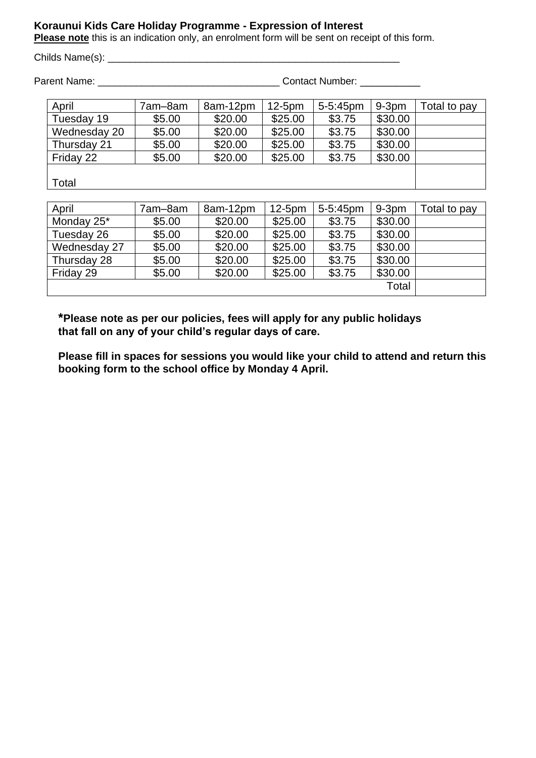**Koraunui Kids Care Holiday Programme - Expression of Interest**

**Please note** this is an indication only, an enrolment form will be sent on receipt of this form.

Childs Name(s): ___________________________________________________________

Parent Name: ____________________________________ Contact Number: ___________

| April | 7am–8am | 8am-12pm | 12-5pm | 5-5:45pm | 9-3pm | Total to pay |
|---|---|---|---|---|---|---|
| Tuesday 19 | $5.00 | $20.00 | $25.00 | $3.75 | $30.00 | |
| Wednesday 20 | $5.00 | $20.00 | $25.00 | $3.75 | $30.00 | |
| Thursday 21 | $5.00 | $20.00 | $25.00 | $3.75 | $30.00 | |
| Friday 22 | $5.00 | $20.00 | $25.00 | $3.75 | $30.00 | |
| Total | | | | | | |

| April | 7am–8am | 8am-12pm | 12-5pm | 5-5:45pm | 9-3pm | Total to pay |
|---|---|---|---|---|---|---|
| Monday 25* | $5.00 | $20.00 | $25.00 | $3.75 | $30.00 | |
| Tuesday 26 | $5.00 | $20.00 | $25.00 | $3.75 | $30.00 | |
| Wednesday 27 | $5.00 | $20.00 | $25.00 | $3.75 | $30.00 | |
| Thursday 28 | $5.00 | $20.00 | $25.00 | $3.75 | $30.00 | |
| Friday 29 | $5.00 | $20.00 | $25.00 | $3.75 | $30.00 | |
| | | | | | Total | |

**\*Please note as per our policies, fees will apply for any public holidays that fall on any of your child's regular days of care.**

**Please fill in spaces for sessions you would like your child to attend and return this booking form to the school office by Monday 4 April.**